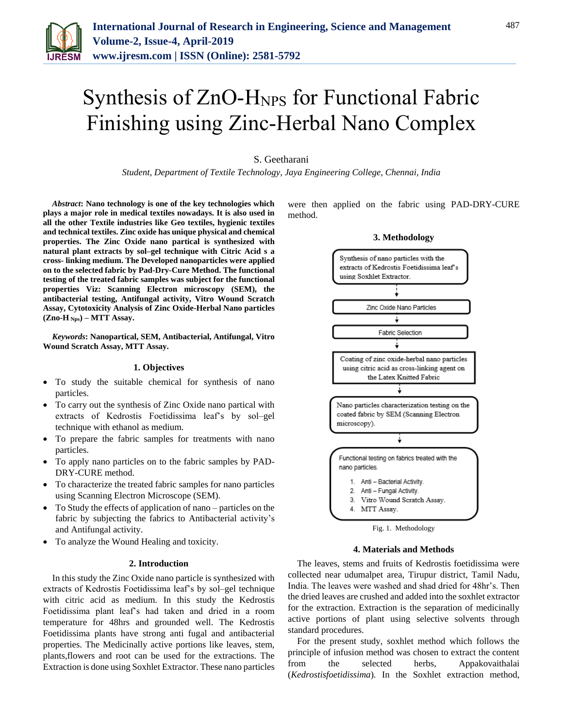# Synthesis of ZnO-H$_{NPS}$ for Functional Fabric Finishing using Zinc-Herbal Nano Complex

S. Geetharani

*Student, Department of Textile Technology, Jaya Engineering College, Chennai, India*

***Abstract*: Nano technology is one of the key technologies which plays a major role in medical textiles nowadays. It is also used in all the other Textile industries like Geo textiles, hygienic textiles and technical textiles. Zinc oxide has unique physical and chemical properties. The Zinc Oxide nano partical is synthesized with natural plant extracts by sol–gel technique with Citric Acid s a cross- linking medium. The Developed nanoparticles were applied on to the selected fabric by Pad-Dry-Cure Method. The functional testing of the treated fabric samples was subject for the functional properties Viz: Scanning Electron microscopy (SEM), the antibacterial testing, Antifungal activity, Vitro Wound Scratch Assay, Cytotoxicity Analysis of Zinc Oxide-Herbal Nano particles (Zno-H $_{Nps}$) – MTT Assay.**

***Keywords*: Nanopartical, SEM, Antibacterial, Antifungal, Vitro Wound Scratch Assay, MTT Assay.**

## 1. Objectives

- To study the suitable chemical for synthesis of nano particles.
- To carry out the synthesis of Zinc Oxide nano partical with extracts of Kedrostis Foetidissima leaf's by sol–gel technique with ethanol as medium.
- To prepare the fabric samples for treatments with nano particles.
- To apply nano particles on to the fabric samples by PAD-DRY-CURE method.
- To characterize the treated fabric samples for nano particles using Scanning Electron Microscope (SEM).
- To Study the effects of application of nano – particles on the fabric by subjecting the fabrics to Antibacterial activity's and Antifungal activity.
- To analyze the Wound Healing and toxicity.

## 2. Introduction

In this study the Zinc Oxide nano particle is synthesized with extracts of Kedrostis Foetidissima leaf's by sol–gel technique with citric acid as medium. In this study the Kedrostis Foetidissima plant leaf's had taken and dried in a room temperature for 48hrs and grounded well. The Kedrostis Foetidissima plants have strong anti fugal and antibacterial properties. The Medicinally active portions like leaves, stem, plants,flowers and root can be used for the extractions. The Extraction is done using Soxhlet Extractor. These nano particles were then applied on the fabric using PAD-DRY-CURE method.

## 3. Methodology

Synthesis of nano particles with the extracts of Kedrostis Foetidissima leaf's using Soxhlet Extractor.

↓

Zinc Oxide Nano Particles

↓

Fabric Selection

↓

Coating of zinc oxide-herbal nano particles using citric acid as cross-linking agent on the Latex Knitted Fabric

↓

Nano particles characterization testing on the coated fabric by SEM (Scanning Electron microscopy).

↓

Functional testing on fabrics treated with the nano particles.

1. Anti – Bacterial Activity.
2. Anti – Fungal Activity.
3. Vitro Wound Scratch Assay.
4. MTT Assay.

Fig. 1. Methodology

## 4. Materials and Methods

The leaves, stems and fruits of Kedrostis foetidissima were collected near udumalpet area, Tirupur district, Tamil Nadu, India. The leaves were washed and shad dried for 48hr's. Then the dried leaves are crushed and added into the soxhlet extractor for the extraction. Extraction is the separation of medicinally active portions of plant using selective solvents through standard procedures.

For the present study, soxhlet method which follows the principle of infusion method was chosen to extract the content from the selected herbs, Appakovaithalai (*Kedrostisfoetidissima*). In the Soxhlet extraction method,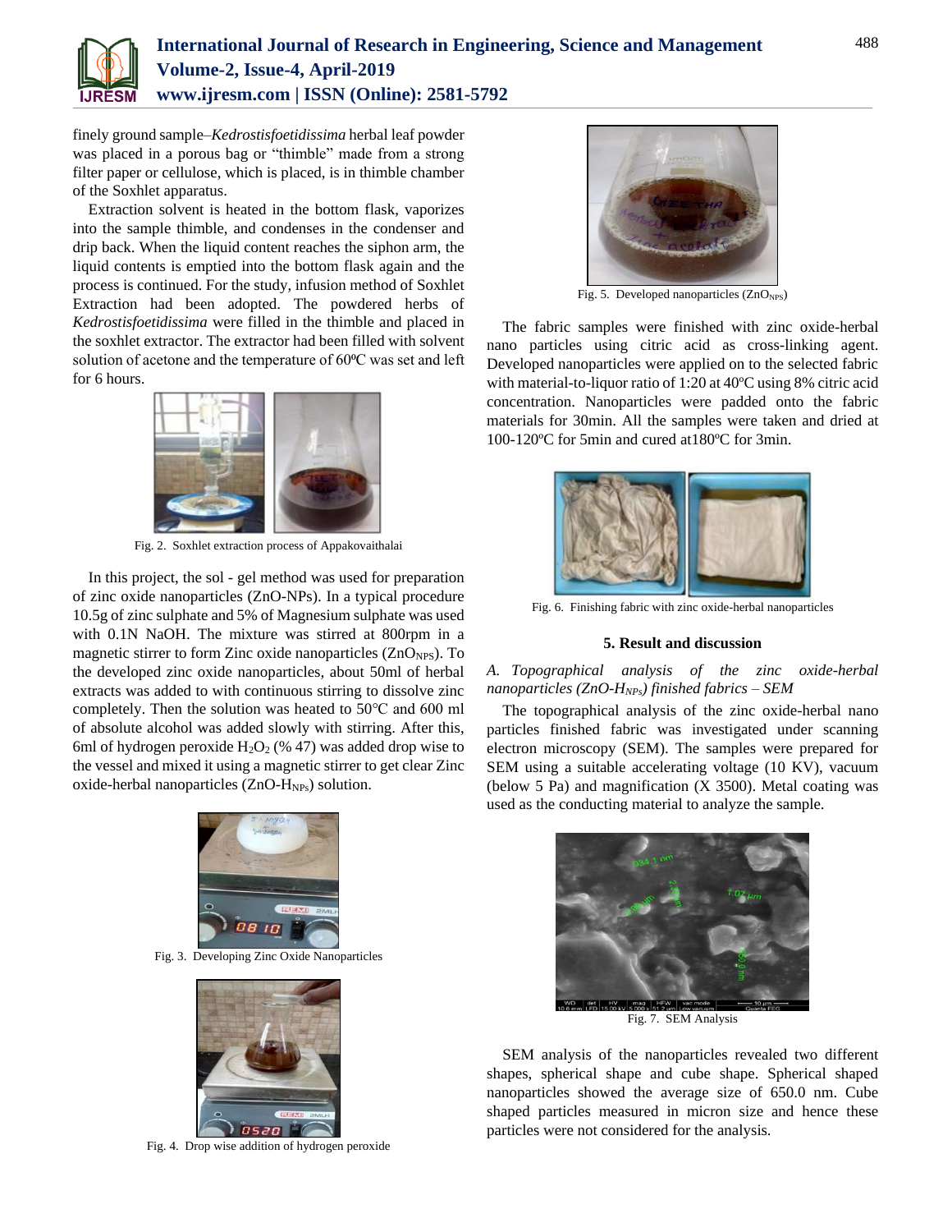finely ground sample–*Kedrostisfoetidissima* herbal leaf powder was placed in a porous bag or "thimble" made from a strong filter paper or cellulose, which is placed, is in thimble chamber of the Soxhlet apparatus.

Extraction solvent is heated in the bottom flask, vaporizes into the sample thimble, and condenses in the condenser and drip back. When the liquid content reaches the siphon arm, the liquid contents is emptied into the bottom flask again and the process is continued. For the study, infusion method of Soxhlet Extraction had been adopted. The powdered herbs of *Kedrostisfoetidissima* were filled in the thimble and placed in the soxhlet extractor. The extractor had been filled with solvent solution of acetone and the temperature of 60ºC was set and left for 6 hours.

Fig. 2. Soxhlet extraction process of Appakovaithalai

In this project, the sol - gel method was used for preparation of zinc oxide nanoparticles (ZnO-NPs). In a typical procedure 10.5g of zinc sulphate and 5% of Magnesium sulphate was used with 0.1N NaOH. The mixture was stirred at 800rpm in a magnetic stirrer to form Zinc oxide nanoparticles ($ZnO_{NPS}$). To the developed zinc oxide nanoparticles, about 50ml of herbal extracts was added to with continuous stirring to dissolve zinc completely. Then the solution was heated to 50℃ and 600 ml of absolute alcohol was added slowly with stirring. After this, 6ml of hydrogen peroxide $H_2O_2$ (% 47) was added drop wise to the vessel and mixed it using a magnetic stirrer to get clear Zinc oxide-herbal nanoparticles ($ZnO\text{-}H_{NPs}$) solution.

Fig. 3. Developing Zinc Oxide Nanoparticles

Fig. 4. Drop wise addition of hydrogen peroxide

Fig. 5. Developed nanoparticles ($ZnO_{NPS}$)

The fabric samples were finished with zinc oxide-herbal nano particles using citric acid as cross-linking agent. Developed nanoparticles were applied on to the selected fabric with material-to-liquor ratio of 1:20 at 40ºC using 8% citric acid concentration. Nanoparticles were padded onto the fabric materials for 30min. All the samples were taken and dried at 100-120ºC for 5min and cured at180ºC for 3min.

Fig. 6. Finishing fabric with zinc oxide-herbal nanoparticles

## 5. Result and discussion

### *A. Topographical analysis of the zinc oxide-herbal nanoparticles ($ZnO\text{-}H_{NPs}$) finished fabrics – SEM*

The topographical analysis of the zinc oxide-herbal nano particles finished fabric was investigated under scanning electron microscopy (SEM). The samples were prepared for SEM using a suitable accelerating voltage (10 KV), vacuum (below 5 Pa) and magnification (X 3500). Metal coating was used as the conducting material to analyze the sample.

Fig. 7. SEM Analysis

SEM analysis of the nanoparticles revealed two different shapes, spherical shape and cube shape. Spherical shaped nanoparticles showed the average size of 650.0 nm. Cube shaped particles measured in micron size and hence these particles were not considered for the analysis.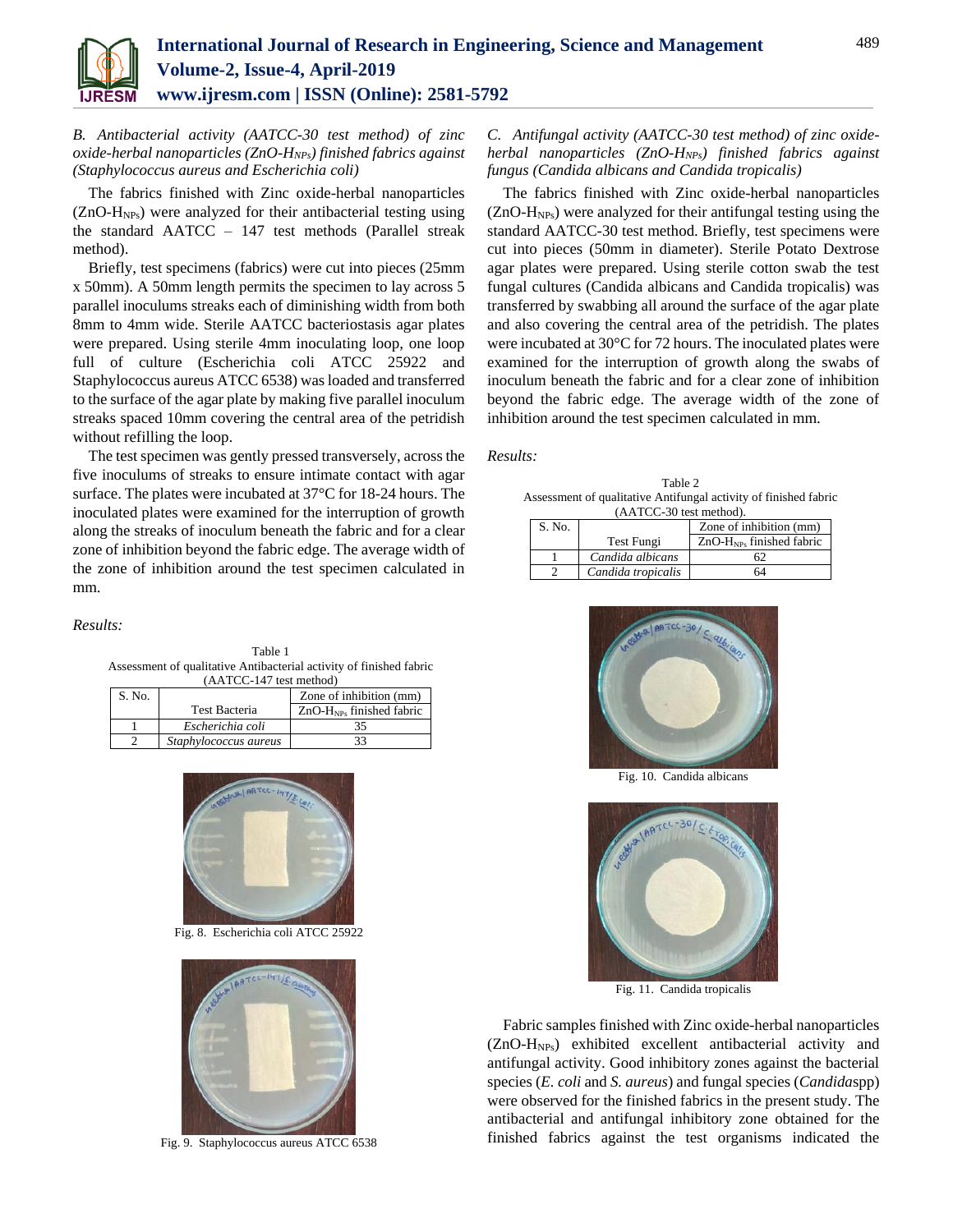### *B. Antibacterial activity (AATCC-30 test method) of zinc oxide-herbal nanoparticles (ZnO-$H_{NPs}$) finished fabrics against (Staphylococcus aureus and Escherichia coli)*

The fabrics finished with Zinc oxide-herbal nanoparticles (ZnO-$H_{NPs}$) were analyzed for their antibacterial testing using the standard AATCC – 147 test methods (Parallel streak method).

Briefly, test specimens (fabrics) were cut into pieces (25mm x 50mm). A 50mm length permits the specimen to lay across 5 parallel inoculums streaks each of diminishing width from both 8mm to 4mm wide. Sterile AATCC bacteriostasis agar plates were prepared. Using sterile 4mm inoculating loop, one loop full of culture (Escherichia coli ATCC 25922 and Staphylococcus aureus ATCC 6538) was loaded and transferred to the surface of the agar plate by making five parallel inoculum streaks spaced 10mm covering the central area of the petridish without refilling the loop.

The test specimen was gently pressed transversely, across the five inoculums of streaks to ensure intimate contact with agar surface. The plates were incubated at 37°C for 18-24 hours. The inoculated plates were examined for the interruption of growth along the streaks of inoculum beneath the fabric and for a clear zone of inhibition beyond the fabric edge. The average width of the zone of inhibition around the test specimen calculated in mm.

*Results:*

Table 1
Assessment of qualitative Antibacterial activity of finished fabric (AATCC-147 test method)

| S. No. | Test Bacteria | Zone of inhibition (mm) ZnO-$H_{NPs}$ finished fabric |
|---|---|---|
| 1 | *Escherichia coli* | 35 |
| 2 | *Staphylococcus aureus* | 33 |

Fig. 8. Escherichia coli ATCC 25922

Fig. 9. Staphylococcus aureus ATCC 6538

### *C. Antifungal activity (AATCC-30 test method) of zinc oxide-herbal nanoparticles (ZnO-$H_{NPs}$) finished fabrics against fungus (Candida albicans and Candida tropicalis)*

The fabrics finished with Zinc oxide-herbal nanoparticles (ZnO-$H_{NPs}$) were analyzed for their antifungal testing using the standard AATCC-30 test method. Briefly, test specimens were cut into pieces (50mm in diameter). Sterile Potato Dextrose agar plates were prepared. Using sterile cotton swab the test fungal cultures (Candida albicans and Candida tropicalis) was transferred by swabbing all around the surface of the agar plate and also covering the central area of the petridish. The plates were incubated at 30°C for 72 hours. The inoculated plates were examined for the interruption of growth along the swabs of inoculum beneath the fabric and for a clear zone of inhibition beyond the fabric edge. The average width of the zone of inhibition around the test specimen calculated in mm.

*Results:*

Table 2
Assessment of qualitative Antifungal activity of finished fabric (AATCC-30 test method).

| S. No. | Test Fungi | Zone of inhibition (mm) ZnO-$H_{NPs}$ finished fabric |
|---|---|---|
| 1 | *Candida albicans* | 62 |
| 2 | *Candida tropicalis* | 64 |

Fig. 10. Candida albicans

Fig. 11. Candida tropicalis

Fabric samples finished with Zinc oxide-herbal nanoparticles (ZnO-$H_{NPs}$) exhibited excellent antibacterial activity and antifungal activity. Good inhibitory zones against the bacterial species (*E. coli* and *S. aureus*) and fungal species (*Candida*spp) were observed for the finished fabrics in the present study. The antibacterial and antifungal inhibitory zone obtained for the finished fabrics against the test organisms indicated the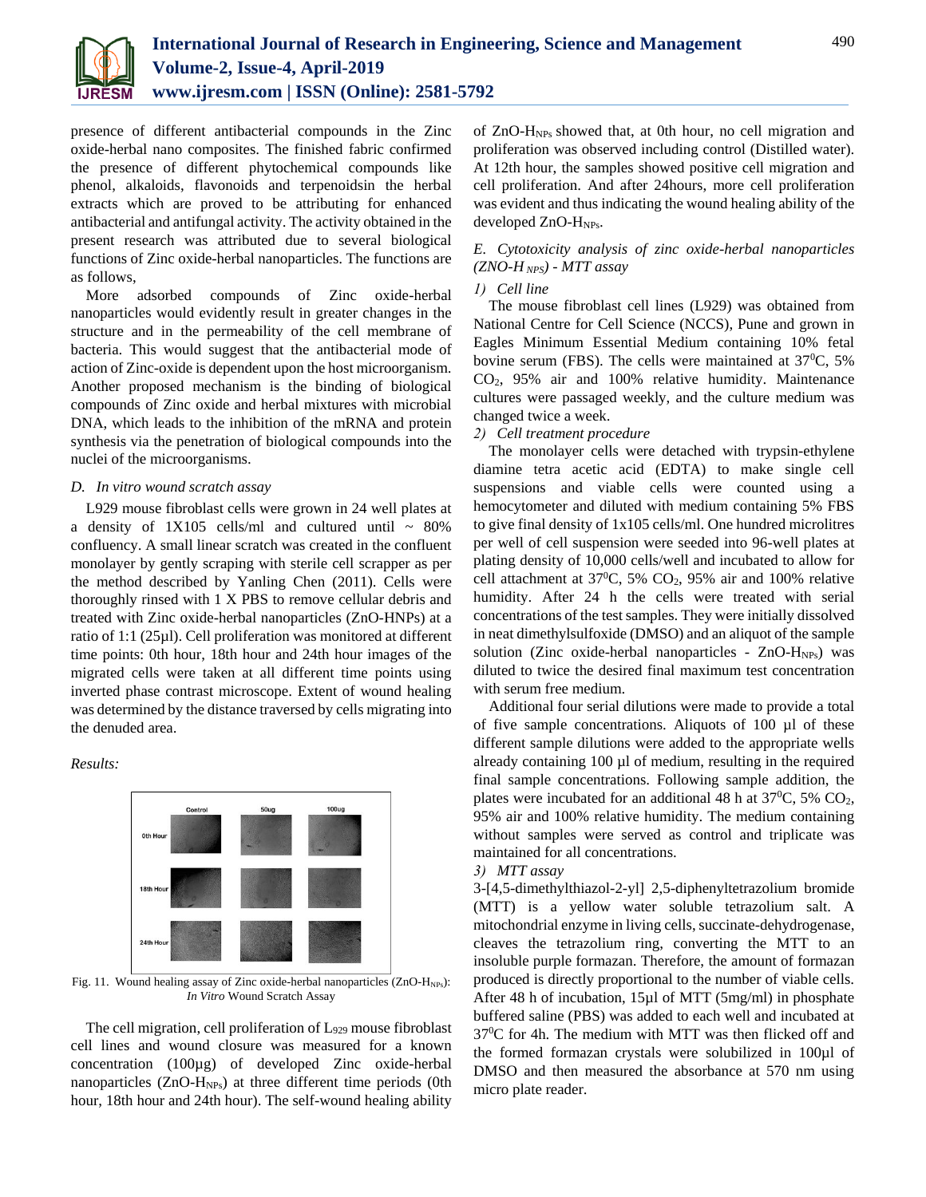presence of different antibacterial compounds in the Zinc oxide-herbal nano composites. The finished fabric confirmed the presence of different phytochemical compounds like phenol, alkaloids, flavonoids and terpenoidsin the herbal extracts which are proved to be attributing for enhanced antibacterial and antifungal activity. The activity obtained in the present research was attributed due to several biological functions of Zinc oxide-herbal nanoparticles. The functions are as follows,

More adsorbed compounds of Zinc oxide-herbal nanoparticles would evidently result in greater changes in the structure and in the permeability of the cell membrane of bacteria. This would suggest that the antibacterial mode of action of Zinc-oxide is dependent upon the host microorganism. Another proposed mechanism is the binding of biological compounds of Zinc oxide and herbal mixtures with microbial DNA, which leads to the inhibition of the mRNA and protein synthesis via the penetration of biological compounds into the nuclei of the microorganisms.

### *D. In vitro wound scratch assay*

L929 mouse fibroblast cells were grown in 24 well plates at a density of 1X105 cells/ml and cultured until ~ 80% confluency. A small linear scratch was created in the confluent monolayer by gently scraping with sterile cell scrapper as per the method described by Yanling Chen (2011). Cells were thoroughly rinsed with 1 X PBS to remove cellular debris and treated with Zinc oxide-herbal nanoparticles (ZnO-HNPs) at a ratio of 1:1 (25µl). Cell proliferation was monitored at different time points: 0th hour, 18th hour and 24th hour images of the migrated cells were taken at all different time points using inverted phase contrast microscope. Extent of wound healing was determined by the distance traversed by cells migrating into the denuded area.

*Results:*

Fig. 11. Wound healing assay of Zinc oxide-herbal nanoparticles (ZnO-$H_{NPs}$): *In Vitro* Wound Scratch Assay

The cell migration, cell proliferation of $L_{929}$ mouse fibroblast cell lines and wound closure was measured for a known concentration (100µg) of developed Zinc oxide-herbal nanoparticles (ZnO-$H_{NPs}$) at three different time periods (0th hour, 18th hour and 24th hour). The self-wound healing ability of ZnO-$H_{NPs}$ showed that, at 0th hour, no cell migration and proliferation was observed including control (Distilled water). At 12th hour, the samples showed positive cell migration and cell proliferation. And after 24hours, more cell proliferation was evident and thus indicating the wound healing ability of the developed ZnO-$H_{NPs}$.

### *E. Cytotoxicity analysis of zinc oxide-herbal nanoparticles (ZNO-$H_{NPS}$) - MTT assay*

#### *1) Cell line*

The mouse fibroblast cell lines (L929) was obtained from National Centre for Cell Science (NCCS), Pune and grown in Eagles Minimum Essential Medium containing 10% fetal bovine serum (FBS). The cells were maintained at $37^0$C, 5% $CO_2$, 95% air and 100% relative humidity. Maintenance cultures were passaged weekly, and the culture medium was changed twice a week.

#### *2) Cell treatment procedure*

The monolayer cells were detached with trypsin-ethylene diamine tetra acetic acid (EDTA) to make single cell suspensions and viable cells were counted using a hemocytometer and diluted with medium containing 5% FBS to give final density of 1x105 cells/ml. One hundred microlitres per well of cell suspension were seeded into 96-well plates at plating density of 10,000 cells/well and incubated to allow for cell attachment at $37^0$C, 5% $CO_2$, 95% air and 100% relative humidity. After 24 h the cells were treated with serial concentrations of the test samples. They were initially dissolved in neat dimethylsulfoxide (DMSO) and an aliquot of the sample solution (Zinc oxide-herbal nanoparticles - ZnO-$H_{NPs}$) was diluted to twice the desired final maximum test concentration with serum free medium.

Additional four serial dilutions were made to provide a total of five sample concentrations. Aliquots of 100 µl of these different sample dilutions were added to the appropriate wells already containing 100 µl of medium, resulting in the required final sample concentrations. Following sample addition, the plates were incubated for an additional 48 h at $37^0$C, 5% $CO_2$, 95% air and 100% relative humidity. The medium containing without samples were served as control and triplicate was maintained for all concentrations.

#### *3) MTT assay*

3-[4,5-dimethylthiazol-2-yl] 2,5-diphenyltetrazolium bromide (MTT) is a yellow water soluble tetrazolium salt. A mitochondrial enzyme in living cells, succinate-dehydrogenase, cleaves the tetrazolium ring, converting the MTT to an insoluble purple formazan. Therefore, the amount of formazan produced is directly proportional to the number of viable cells. After 48 h of incubation, 15µl of MTT (5mg/ml) in phosphate buffered saline (PBS) was added to each well and incubated at $37^0$C for 4h. The medium with MTT was then flicked off and the formed formazan crystals were solubilized in 100µl of DMSO and then measured the absorbance at 570 nm using micro plate reader.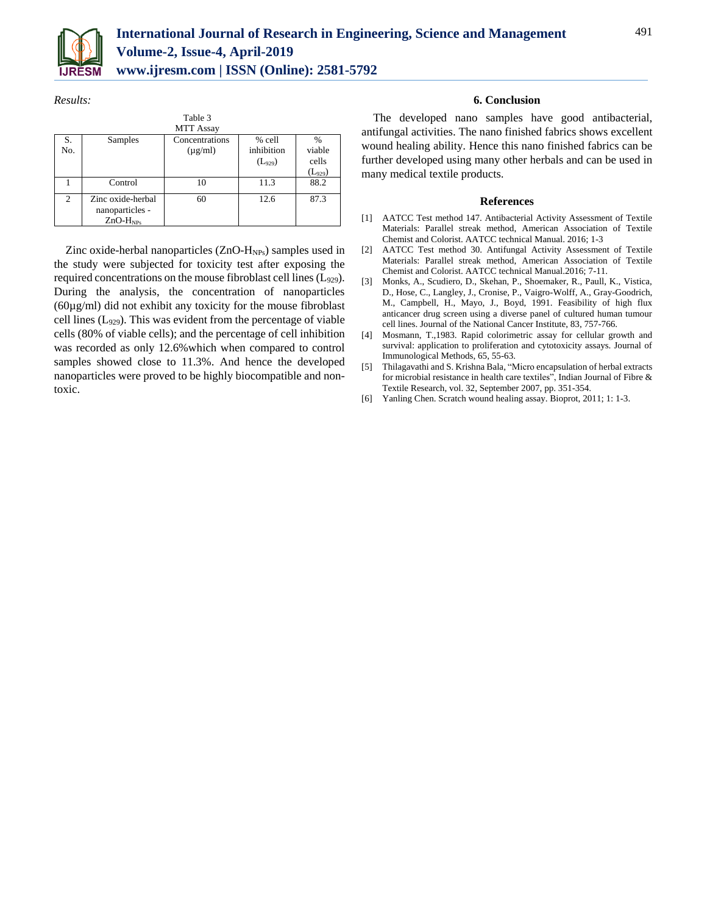*Results:*

Table 3
MTT Assay

| S. No. | Samples | Concentrations (µg/ml) | % cell inhibition ($L_{929}$) | % viable cells ($L_{929}$) |
|---|---|---|---|---|
| 1 | Control | 10 | 11.3 | 88.2 |
| 2 | Zinc oxide-herbal nanoparticles - ZnO-$H_{NPs}$ | 60 | 12.6 | 87.3 |

Zinc oxide-herbal nanoparticles (ZnO-$H_{NPs}$) samples used in the study were subjected for toxicity test after exposing the required concentrations on the mouse fibroblast cell lines ($L_{929}$). During the analysis, the concentration of nanoparticles (60µg/ml) did not exhibit any toxicity for the mouse fibroblast cell lines ($L_{929}$). This was evident from the percentage of viable cells (80% of viable cells); and the percentage of cell inhibition was recorded as only 12.6%which when compared to control samples showed close to 11.3%. And hence the developed nanoparticles were proved to be highly biocompatible and non-toxic.

## 6. Conclusion

The developed nano samples have good antibacterial, antifungal activities. The nano finished fabrics shows excellent wound healing ability. Hence this nano finished fabrics can be further developed using many other herbals and can be used in many medical textile products.

## References

[1] AATCC Test method 147. Antibacterial Activity Assessment of Textile Materials: Parallel streak method, American Association of Textile Chemist and Colorist. AATCC technical Manual. 2016; 1-3

[2] AATCC Test method 30. Antifungal Activity Assessment of Textile Materials: Parallel streak method, American Association of Textile Chemist and Colorist. AATCC technical Manual.2016; 7-11.

[3] Monks, A., Scudiero, D., Skehan, P., Shoemaker, R., Paull, K., Vistica, D., Hose, C., Langley, J., Cronise, P., Vaigro-Wolff, A., Gray-Goodrich, M., Campbell, H., Mayo, J., Boyd, 1991. Feasibility of high flux anticancer drug screen using a diverse panel of cultured human tumour cell lines. Journal of the National Cancer Institute, 83, 757-766.

[4] Mosmann, T.,1983. Rapid colorimetric assay for cellular growth and survival: application to proliferation and cytotoxicity assays. Journal of Immunological Methods, 65, 55-63.

[5] Thilagavathi and S. Krishna Bala, "Micro encapsulation of herbal extracts for microbial resistance in health care textiles", Indian Journal of Fibre & Textile Research, vol. 32, September 2007, pp. 351-354.

[6] Yanling Chen. Scratch wound healing assay. Bioprot, 2011; 1: 1-3.